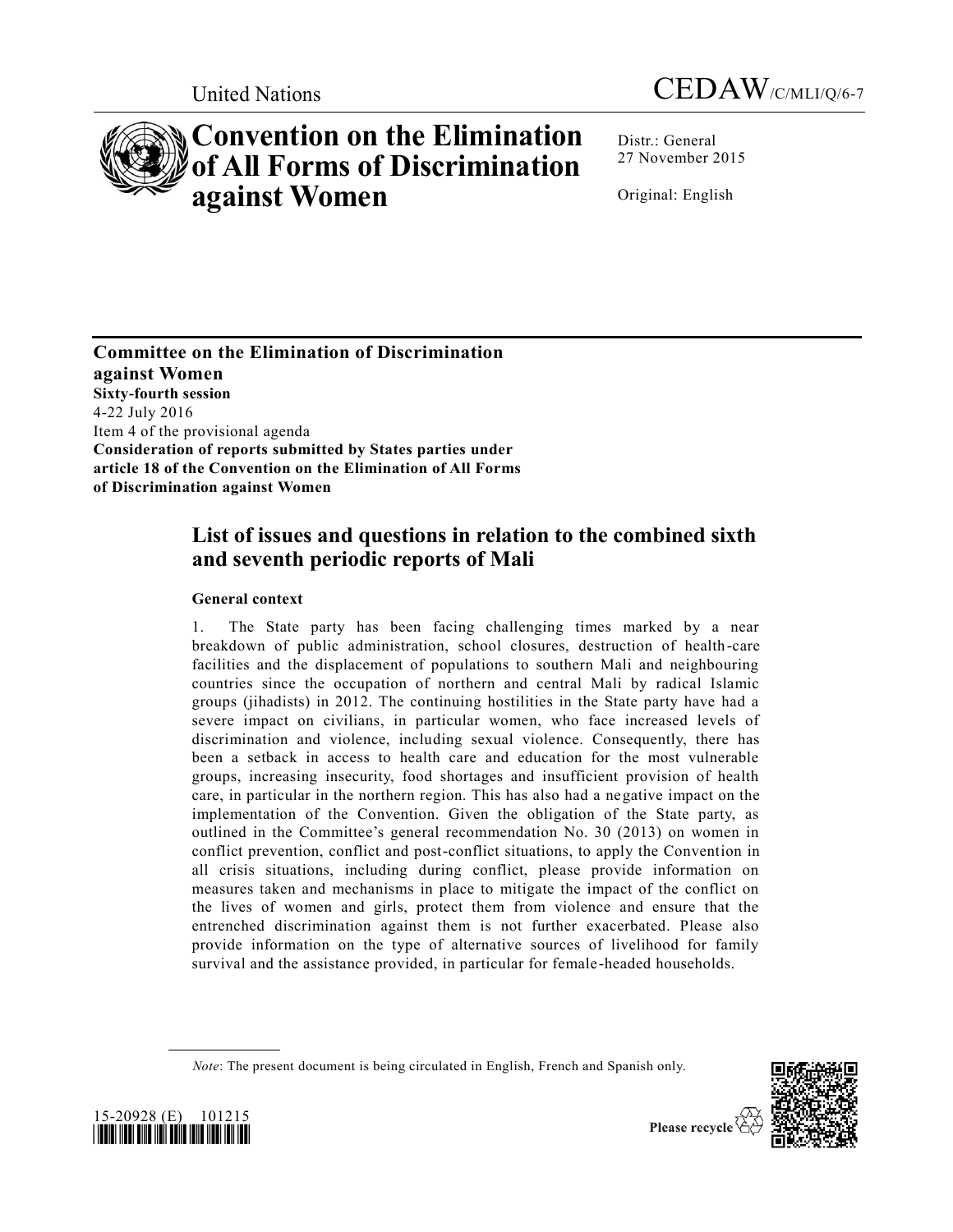United Nations

CEDAW/C/MLI/Q/6-7

# Convention on the Elimination of All Forms of Discrimination against Women

Distr.: General
27 November 2015

Original: English

**Committee on the Elimination of Discrimination against Women**
**Sixty-fourth session**
4-22 July 2016
Item 4 of the provisional agenda
**Consideration of reports submitted by States parties under article 18 of the Convention on the Elimination of All Forms of Discrimination against Women**

## List of issues and questions in relation to the combined sixth and seventh periodic reports of Mali

### General context

1. The State party has been facing challenging times marked by a near breakdown of public administration, school closures, destruction of health-care facilities and the displacement of populations to southern Mali and neighbouring countries since the occupation of northern and central Mali by radical Islamic groups (jihadists) in 2012. The continuing hostilities in the State party have had a severe impact on civilians, in particular women, who face increased levels of discrimination and violence, including sexual violence. Consequently, there has been a setback in access to health care and education for the most vulnerable groups, increasing insecurity, food shortages and insufficient provision of health care, in particular in the northern region. This has also had a negative impact on the implementation of the Convention. Given the obligation of the State party, as outlined in the Committee's general recommendation No. 30 (2013) on women in conflict prevention, conflict and post-conflict situations, to apply the Convention in all crisis situations, including during conflict, please provide information on measures taken and mechanisms in place to mitigate the impact of the conflict on the lives of women and girls, protect them from violence and ensure that the entrenched discrimination against them is not further exacerbated. Please also provide information on the type of alternative sources of livelihood for family survival and the assistance provided, in particular for female-headed households.

*Note*: The present document is being circulated in English, French and Spanish only.

15-20928 (E) 101215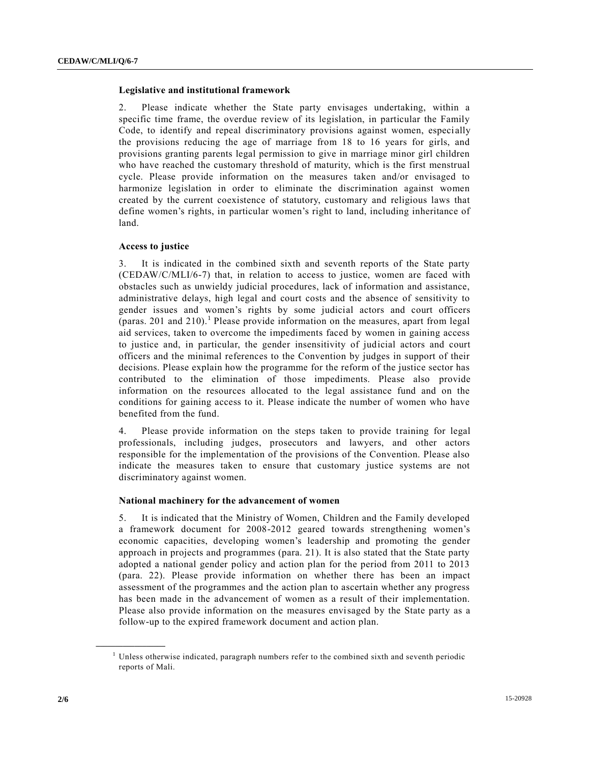### Legislative and institutional framework

2. Please indicate whether the State party envisages undertaking, within a specific time frame, the overdue review of its legislation, in particular the Family Code, to identify and repeal discriminatory provisions against women, especially the provisions reducing the age of marriage from 18 to 16 years for girls, and provisions granting parents legal permission to give in marriage minor girl children who have reached the customary threshold of maturity, which is the first menstrual cycle. Please provide information on the measures taken and/or envisaged to harmonize legislation in order to eliminate the discrimination against women created by the current coexistence of statutory, customary and religious laws that define women's rights, in particular women's right to land, including inheritance of land.

### Access to justice

3. It is indicated in the combined sixth and seventh reports of the State party (CEDAW/C/MLI/6-7) that, in relation to access to justice, women are faced with obstacles such as unwieldy judicial procedures, lack of information and assistance, administrative delays, high legal and court costs and the absence of sensitivity to gender issues and women's rights by some judicial actors and court officers (paras. 201 and 210).[1] Please provide information on the measures, apart from legal aid services, taken to overcome the impediments faced by women in gaining access to justice and, in particular, the gender insensitivity of judicial actors and court officers and the minimal references to the Convention by judges in support of their decisions. Please explain how the programme for the reform of the justice sector has contributed to the elimination of those impediments. Please also provide information on the resources allocated to the legal assistance fund and on the conditions for gaining access to it. Please indicate the number of women who have benefited from the fund.

4. Please provide information on the steps taken to provide training for legal professionals, including judges, prosecutors and lawyers, and other actors responsible for the implementation of the provisions of the Convention. Please also indicate the measures taken to ensure that customary justice systems are not discriminatory against women.

### National machinery for the advancement of women

5. It is indicated that the Ministry of Women, Children and the Family developed a framework document for 2008-2012 geared towards strengthening women's economic capacities, developing women's leadership and promoting the gender approach in projects and programmes (para. 21). It is also stated that the State party adopted a national gender policy and action plan for the period from 2011 to 2013 (para. 22). Please provide information on whether there has been an impact assessment of the programmes and the action plan to ascertain whether any progress has been made in the advancement of women as a result of their implementation. Please also provide information on the measures envisaged by the State party as a follow-up to the expired framework document and action plan.

---

[1] Unless otherwise indicated, paragraph numbers refer to the combined sixth and seventh periodic reports of Mali.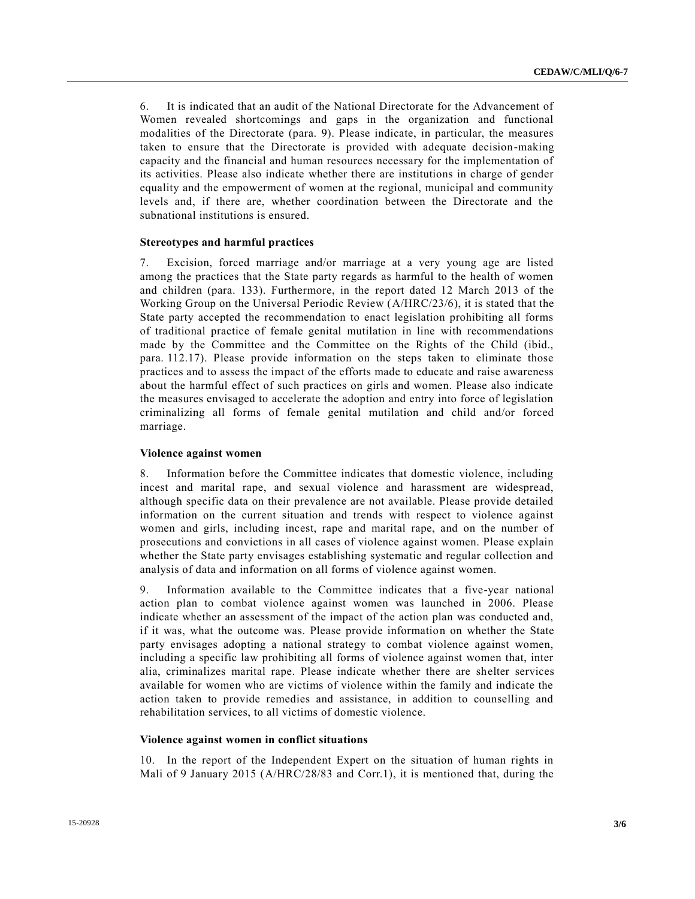6. It is indicated that an audit of the National Directorate for the Advancement of Women revealed shortcomings and gaps in the organization and functional modalities of the Directorate (para. 9). Please indicate, in particular, the measures taken to ensure that the Directorate is provided with adequate decision-making capacity and the financial and human resources necessary for the implementation of its activities. Please also indicate whether there are institutions in charge of gender equality and the empowerment of women at the regional, municipal and community levels and, if there are, whether coordination between the Directorate and the subnational institutions is ensured.

### Stereotypes and harmful practices

7. Excision, forced marriage and/or marriage at a very young age are listed among the practices that the State party regards as harmful to the health of women and children (para. 133). Furthermore, in the report dated 12 March 2013 of the Working Group on the Universal Periodic Review (A/HRC/23/6), it is stated that the State party accepted the recommendation to enact legislation prohibiting all forms of traditional practice of female genital mutilation in line with recommendations made by the Committee and the Committee on the Rights of the Child (ibid., para. 112.17). Please provide information on the steps taken to eliminate those practices and to assess the impact of the efforts made to educate and raise awareness about the harmful effect of such practices on girls and women. Please also indicate the measures envisaged to accelerate the adoption and entry into force of legislation criminalizing all forms of female genital mutilation and child and/or forced marriage.

### Violence against women

8. Information before the Committee indicates that domestic violence, including incest and marital rape, and sexual violence and harassment are widespread, although specific data on their prevalence are not available. Please provide detailed information on the current situation and trends with respect to violence against women and girls, including incest, rape and marital rape, and on the number of prosecutions and convictions in all cases of violence against women. Please explain whether the State party envisages establishing systematic and regular collection and analysis of data and information on all forms of violence against women.

9. Information available to the Committee indicates that a five-year national action plan to combat violence against women was launched in 2006. Please indicate whether an assessment of the impact of the action plan was conducted and, if it was, what the outcome was. Please provide information on whether the State party envisages adopting a national strategy to combat violence against women, including a specific law prohibiting all forms of violence against women that, inter alia, criminalizes marital rape. Please indicate whether there are shelter services available for women who are victims of violence within the family and indicate the action taken to provide remedies and assistance, in addition to counselling and rehabilitation services, to all victims of domestic violence.

### Violence against women in conflict situations

10. In the report of the Independent Expert on the situation of human rights in Mali of 9 January 2015 (A/HRC/28/83 and Corr.1), it is mentioned that, during the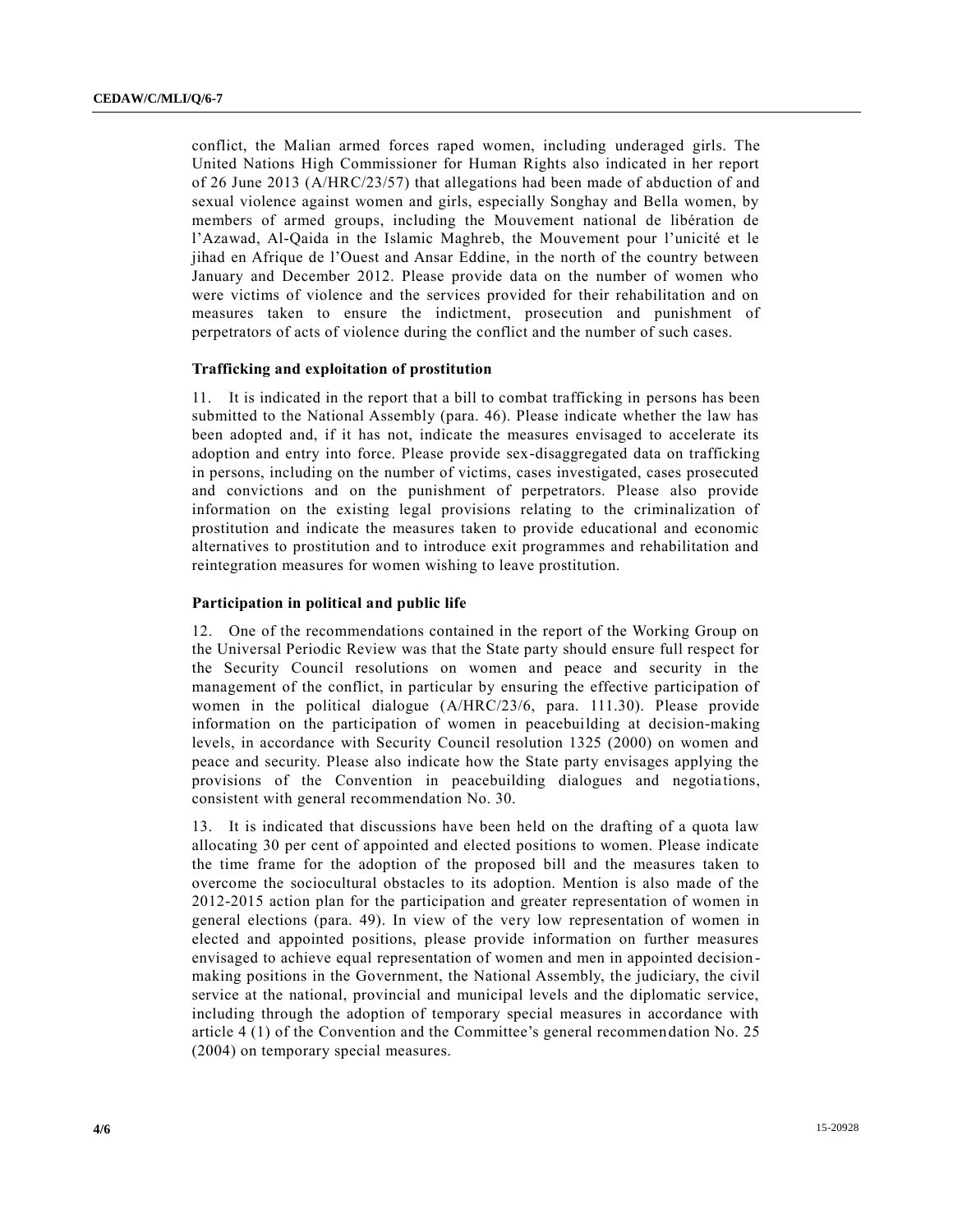conflict, the Malian armed forces raped women, including underaged girls. The United Nations High Commissioner for Human Rights also indicated in her report of 26 June 2013 (A/HRC/23/57) that allegations had been made of abduction of and sexual violence against women and girls, especially Songhay and Bella women, by members of armed groups, including the Mouvement national de libération de l'Azawad, Al-Qaida in the Islamic Maghreb, the Mouvement pour l'unicité et le jihad en Afrique de l'Ouest and Ansar Eddine, in the north of the country between January and December 2012. Please provide data on the number of women who were victims of violence and the services provided for their rehabilitation and on measures taken to ensure the indictment, prosecution and punishment of perpetrators of acts of violence during the conflict and the number of such cases.

### Trafficking and exploitation of prostitution

11. It is indicated in the report that a bill to combat trafficking in persons has been submitted to the National Assembly (para. 46). Please indicate whether the law has been adopted and, if it has not, indicate the measures envisaged to accelerate its adoption and entry into force. Please provide sex-disaggregated data on trafficking in persons, including on the number of victims, cases investigated, cases prosecuted and convictions and on the punishment of perpetrators. Please also provide information on the existing legal provisions relating to the criminalization of prostitution and indicate the measures taken to provide educational and economic alternatives to prostitution and to introduce exit programmes and rehabilitation and reintegration measures for women wishing to leave prostitution.

### Participation in political and public life

12. One of the recommendations contained in the report of the Working Group on the Universal Periodic Review was that the State party should ensure full respect for the Security Council resolutions on women and peace and security in the management of the conflict, in particular by ensuring the effective participation of women in the political dialogue (A/HRC/23/6, para. 111.30). Please provide information on the participation of women in peacebuilding at decision-making levels, in accordance with Security Council resolution 1325 (2000) on women and peace and security. Please also indicate how the State party envisages applying the provisions of the Convention in peacebuilding dialogues and negotiations, consistent with general recommendation No. 30.

13. It is indicated that discussions have been held on the drafting of a quota law allocating 30 per cent of appointed and elected positions to women. Please indicate the time frame for the adoption of the proposed bill and the measures taken to overcome the sociocultural obstacles to its adoption. Mention is also made of the 2012-2015 action plan for the participation and greater representation of women in general elections (para. 49). In view of the very low representation of women in elected and appointed positions, please provide information on further measures envisaged to achieve equal representation of women and men in appointed decision-making positions in the Government, the National Assembly, the judiciary, the civil service at the national, provincial and municipal levels and the diplomatic service, including through the adoption of temporary special measures in accordance with article 4 (1) of the Convention and the Committee's general recommendation No. 25 (2004) on temporary special measures.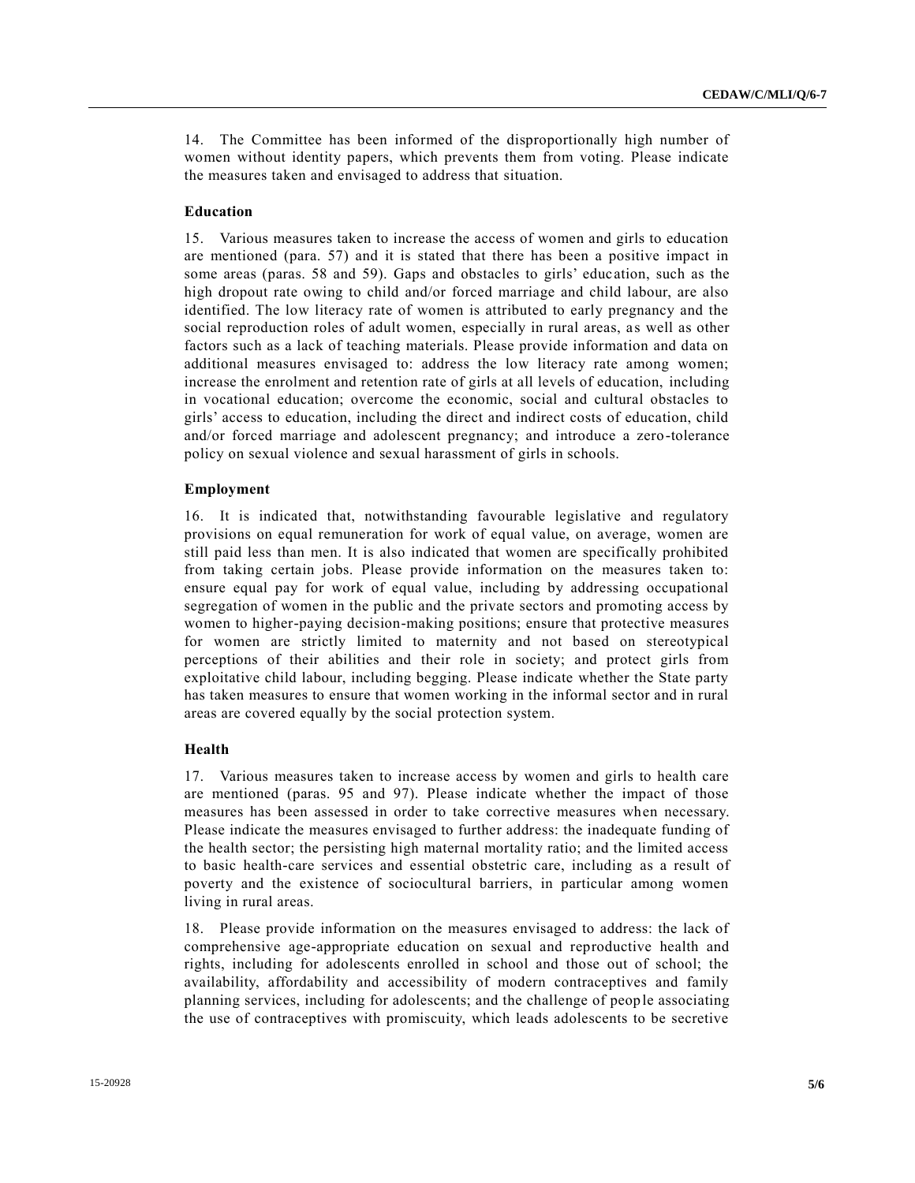14. The Committee has been informed of the disproportionally high number of women without identity papers, which prevents them from voting. Please indicate the measures taken and envisaged to address that situation.

### Education

15. Various measures taken to increase the access of women and girls to education are mentioned (para. 57) and it is stated that there has been a positive impact in some areas (paras. 58 and 59). Gaps and obstacles to girls' education, such as the high dropout rate owing to child and/or forced marriage and child labour, are also identified. The low literacy rate of women is attributed to early pregnancy and the social reproduction roles of adult women, especially in rural areas, as well as other factors such as a lack of teaching materials. Please provide information and data on additional measures envisaged to: address the low literacy rate among women; increase the enrolment and retention rate of girls at all levels of education, including in vocational education; overcome the economic, social and cultural obstacles to girls' access to education, including the direct and indirect costs of education, child and/or forced marriage and adolescent pregnancy; and introduce a zero-tolerance policy on sexual violence and sexual harassment of girls in schools.

### Employment

16. It is indicated that, notwithstanding favourable legislative and regulatory provisions on equal remuneration for work of equal value, on average, women are still paid less than men. It is also indicated that women are specifically prohibited from taking certain jobs. Please provide information on the measures taken to: ensure equal pay for work of equal value, including by addressing occupational segregation of women in the public and the private sectors and promoting access by women to higher-paying decision-making positions; ensure that protective measures for women are strictly limited to maternity and not based on stereotypical perceptions of their abilities and their role in society; and protect girls from exploitative child labour, including begging. Please indicate whether the State party has taken measures to ensure that women working in the informal sector and in rural areas are covered equally by the social protection system.

### Health

17. Various measures taken to increase access by women and girls to health care are mentioned (paras. 95 and 97). Please indicate whether the impact of those measures has been assessed in order to take corrective measures when necessary. Please indicate the measures envisaged to further address: the inadequate funding of the health sector; the persisting high maternal mortality ratio; and the limited access to basic health-care services and essential obstetric care, including as a result of poverty and the existence of sociocultural barriers, in particular among women living in rural areas.

18. Please provide information on the measures envisaged to address: the lack of comprehensive age-appropriate education on sexual and reproductive health and rights, including for adolescents enrolled in school and those out of school; the availability, affordability and accessibility of modern contraceptives and family planning services, including for adolescents; and the challenge of people associating the use of contraceptives with promiscuity, which leads adolescents to be secretive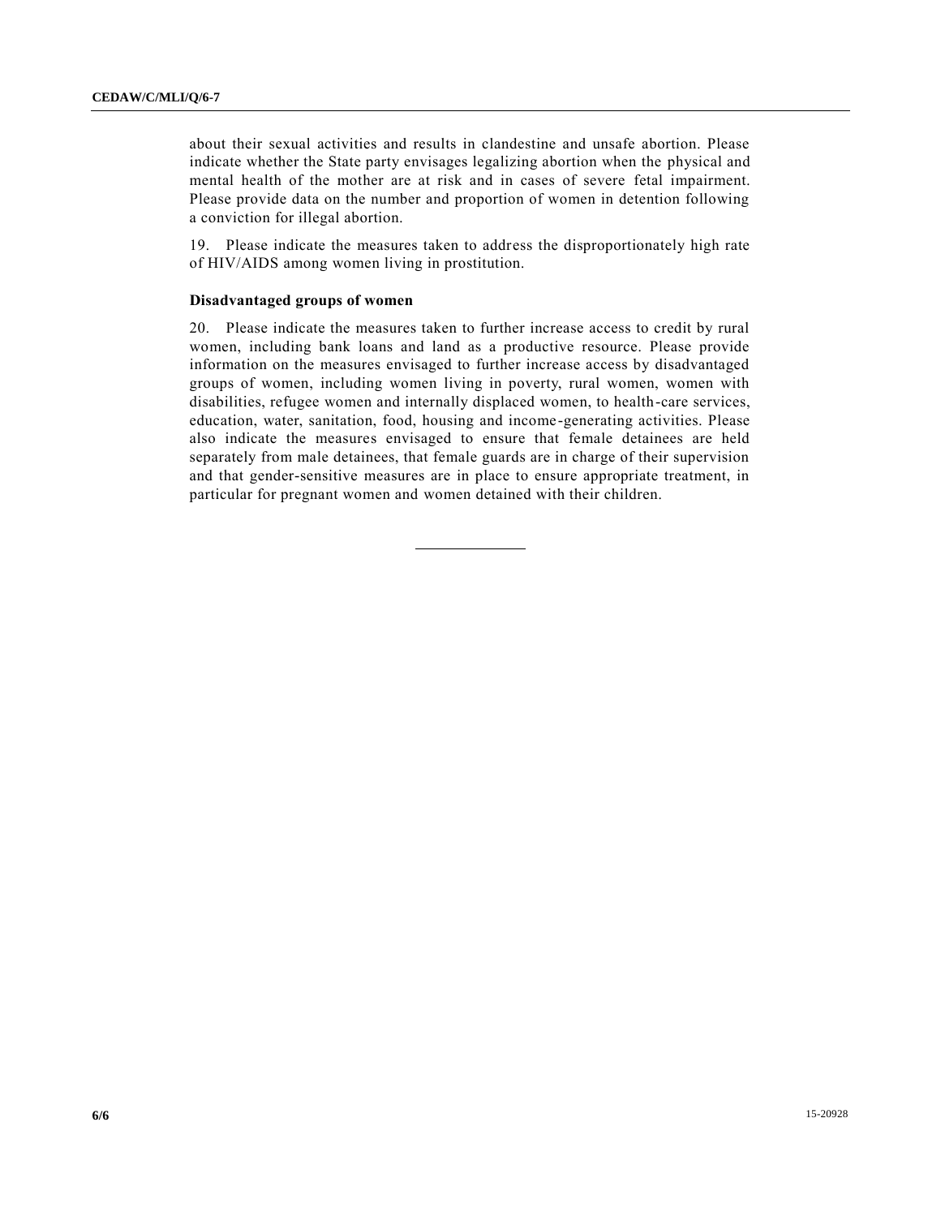about their sexual activities and results in clandestine and unsafe abortion. Please indicate whether the State party envisages legalizing abortion when the physical and mental health of the mother are at risk and in cases of severe fetal impairment. Please provide data on the number and proportion of women in detention following a conviction for illegal abortion.

19. Please indicate the measures taken to address the disproportionately high rate of HIV/AIDS among women living in prostitution.

### Disadvantaged groups of women

20. Please indicate the measures taken to further increase access to credit by rural women, including bank loans and land as a productive resource. Please provide information on the measures envisaged to further increase access by disadvantaged groups of women, including women living in poverty, rural women, women with disabilities, refugee women and internally displaced women, to health-care services, education, water, sanitation, food, housing and income-generating activities. Please also indicate the measures envisaged to ensure that female detainees are held separately from male detainees, that female guards are in charge of their supervision and that gender-sensitive measures are in place to ensure appropriate treatment, in particular for pregnant women and women detained with their children.